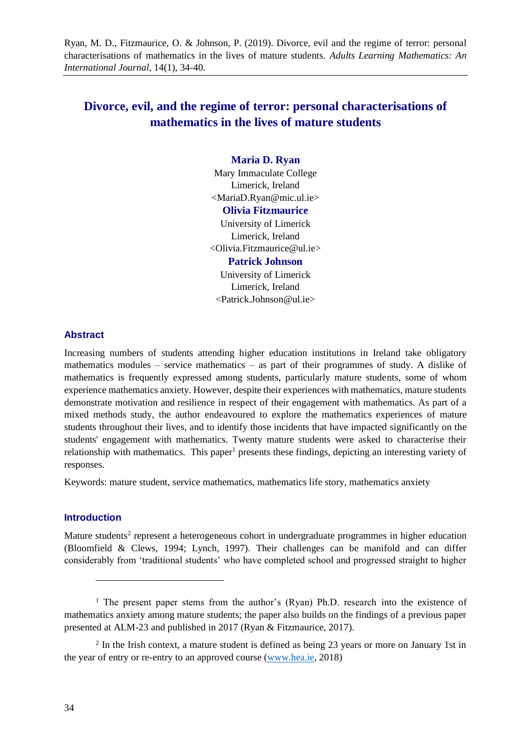Ryan, M. D., Fitzmaurice, O. & Johnson, P. (2019). Divorce, evil and the regime of terror: personal characterisations of mathematics in the lives of mature students. *Adults Learning Mathematics: An International Journal*, 14(1), 34-40.

# Divorce, evil, and the regime of terror: personal characterisations of mathematics in the lives of mature students

**Maria D. Ryan**
Mary Immaculate College
Limerick, Ireland
<MariaD.Ryan@mic.ul.ie>

**Olivia Fitzmaurice**
University of Limerick
Limerick, Ireland
<Olivia.Fitzmaurice@ul.ie>

**Patrick Johnson**
University of Limerick
Limerick, Ireland
<Patrick.Johnson@ul.ie>

## Abstract

Increasing numbers of students attending higher education institutions in Ireland take obligatory mathematics modules – service mathematics – as part of their programmes of study. A dislike of mathematics is frequently expressed among students, particularly mature students, some of whom experience mathematics anxiety. However, despite their experiences with mathematics, mature students demonstrate motivation and resilience in respect of their engagement with mathematics. As part of a mixed methods study, the author endeavoured to explore the mathematics experiences of mature students throughout their lives, and to identify those incidents that have impacted significantly on the students' engagement with mathematics. Twenty mature students were asked to characterise their relationship with mathematics. This paper[1] presents these findings, depicting an interesting variety of responses.

Keywords: mature student, service mathematics, mathematics life story, mathematics anxiety

## Introduction

Mature students[2] represent a heterogeneous cohort in undergraduate programmes in higher education (Bloomfield & Clews, 1994; Lynch, 1997). Their challenges can be manifold and can differ considerably from 'traditional students' who have completed school and progressed straight to higher

---

[1] The present paper stems from the author's (Ryan) Ph.D. research into the existence of mathematics anxiety among mature students; the paper also builds on the findings of a previous paper presented at ALM-23 and published in 2017 (Ryan & Fitzmaurice, 2017).

[2] In the Irish context, a mature student is defined as being 23 years or more on January 1st in the year of entry or re-entry to an approved course (www.hea.ie, 2018)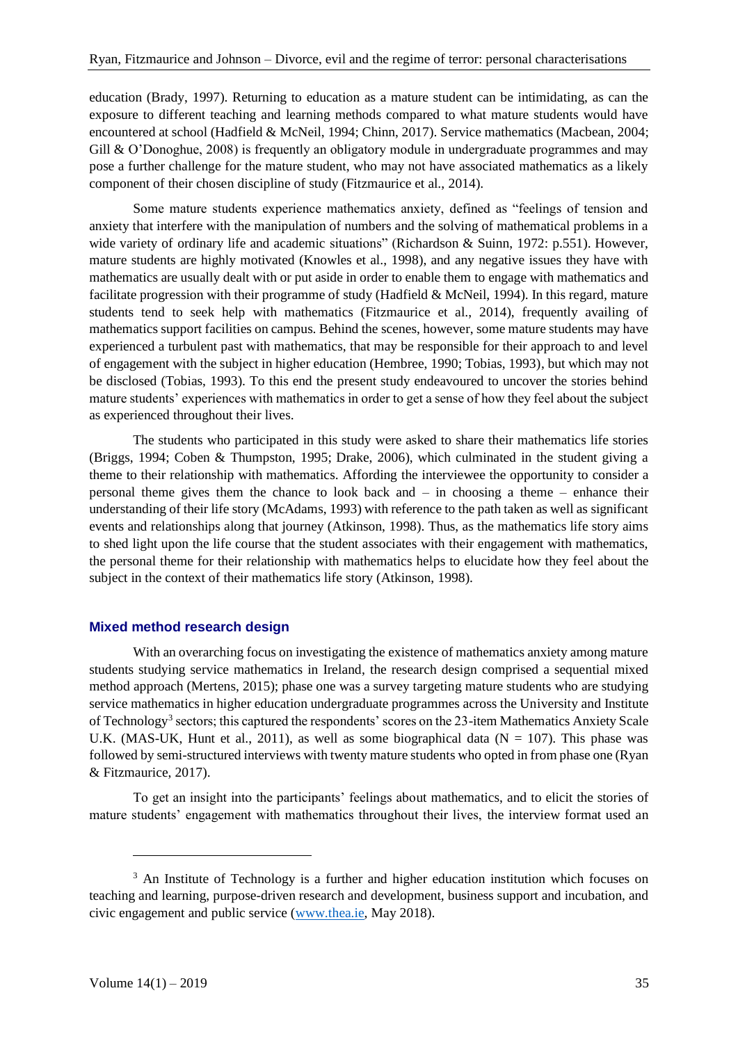education (Brady, 1997). Returning to education as a mature student can be intimidating, as can the exposure to different teaching and learning methods compared to what mature students would have encountered at school (Hadfield & McNeil, 1994; Chinn, 2017). Service mathematics (Macbean, 2004; Gill & O'Donoghue, 2008) is frequently an obligatory module in undergraduate programmes and may pose a further challenge for the mature student, who may not have associated mathematics as a likely component of their chosen discipline of study (Fitzmaurice et al., 2014).

Some mature students experience mathematics anxiety, defined as "feelings of tension and anxiety that interfere with the manipulation of numbers and the solving of mathematical problems in a wide variety of ordinary life and academic situations" (Richardson & Suinn, 1972: p.551). However, mature students are highly motivated (Knowles et al., 1998), and any negative issues they have with mathematics are usually dealt with or put aside in order to enable them to engage with mathematics and facilitate progression with their programme of study (Hadfield & McNeil, 1994). In this regard, mature students tend to seek help with mathematics (Fitzmaurice et al., 2014), frequently availing of mathematics support facilities on campus. Behind the scenes, however, some mature students may have experienced a turbulent past with mathematics, that may be responsible for their approach to and level of engagement with the subject in higher education (Hembree, 1990; Tobias, 1993), but which may not be disclosed (Tobias, 1993). To this end the present study endeavoured to uncover the stories behind mature students' experiences with mathematics in order to get a sense of how they feel about the subject as experienced throughout their lives.

The students who participated in this study were asked to share their mathematics life stories (Briggs, 1994; Coben & Thumpston, 1995; Drake, 2006), which culminated in the student giving a theme to their relationship with mathematics. Affording the interviewee the opportunity to consider a personal theme gives them the chance to look back and – in choosing a theme – enhance their understanding of their life story (McAdams, 1993) with reference to the path taken as well as significant events and relationships along that journey (Atkinson, 1998). Thus, as the mathematics life story aims to shed light upon the life course that the student associates with their engagement with mathematics, the personal theme for their relationship with mathematics helps to elucidate how they feel about the subject in the context of their mathematics life story (Atkinson, 1998).

## Mixed method research design

With an overarching focus on investigating the existence of mathematics anxiety among mature students studying service mathematics in Ireland, the research design comprised a sequential mixed method approach (Mertens, 2015); phase one was a survey targeting mature students who are studying service mathematics in higher education undergraduate programmes across the University and Institute of Technology[3] sectors; this captured the respondents' scores on the 23-item Mathematics Anxiety Scale U.K. (MAS-UK, Hunt et al., 2011), as well as some biographical data (N = 107). This phase was followed by semi-structured interviews with twenty mature students who opted in from phase one (Ryan & Fitzmaurice, 2017).

To get an insight into the participants' feelings about mathematics, and to elicit the stories of mature students' engagement with mathematics throughout their lives, the interview format used an

---

[3] An Institute of Technology is a further and higher education institution which focuses on teaching and learning, purpose-driven research and development, business support and incubation, and civic engagement and public service (www.thea.ie, May 2018).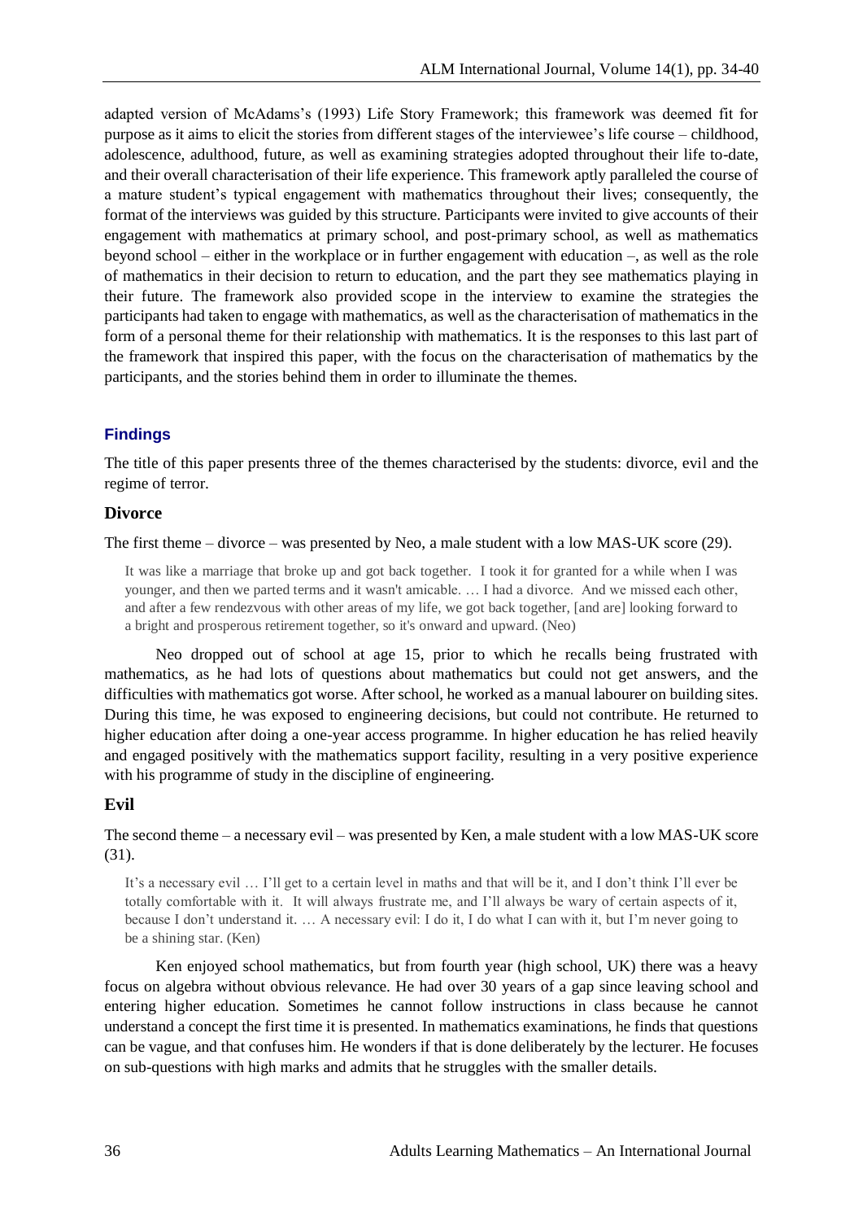adapted version of McAdams's (1993) Life Story Framework; this framework was deemed fit for purpose as it aims to elicit the stories from different stages of the interviewee's life course – childhood, adolescence, adulthood, future, as well as examining strategies adopted throughout their life to-date, and their overall characterisation of their life experience. This framework aptly paralleled the course of a mature student's typical engagement with mathematics throughout their lives; consequently, the format of the interviews was guided by this structure. Participants were invited to give accounts of their engagement with mathematics at primary school, and post-primary school, as well as mathematics beyond school – either in the workplace or in further engagement with education –, as well as the role of mathematics in their decision to return to education, and the part they see mathematics playing in their future. The framework also provided scope in the interview to examine the strategies the participants had taken to engage with mathematics, as well as the characterisation of mathematics in the form of a personal theme for their relationship with mathematics. It is the responses to this last part of the framework that inspired this paper, with the focus on the characterisation of mathematics by the participants, and the stories behind them in order to illuminate the themes.

## Findings

The title of this paper presents three of the themes characterised by the students: divorce, evil and the regime of terror.

### Divorce

The first theme – divorce – was presented by Neo, a male student with a low MAS-UK score (29).

> It was like a marriage that broke up and got back together. I took it for granted for a while when I was younger, and then we parted terms and it wasn't amicable. … I had a divorce. And we missed each other, and after a few rendezvous with other areas of my life, we got back together, [and are] looking forward to a bright and prosperous retirement together, so it's onward and upward. (Neo)

Neo dropped out of school at age 15, prior to which he recalls being frustrated with mathematics, as he had lots of questions about mathematics but could not get answers, and the difficulties with mathematics got worse. After school, he worked as a manual labourer on building sites. During this time, he was exposed to engineering decisions, but could not contribute. He returned to higher education after doing a one-year access programme. In higher education he has relied heavily and engaged positively with the mathematics support facility, resulting in a very positive experience with his programme of study in the discipline of engineering.

### Evil

The second theme – a necessary evil – was presented by Ken, a male student with a low MAS-UK score (31).

> It's a necessary evil … I'll get to a certain level in maths and that will be it, and I don't think I'll ever be totally comfortable with it. It will always frustrate me, and I'll always be wary of certain aspects of it, because I don't understand it. … A necessary evil: I do it, I do what I can with it, but I'm never going to be a shining star. (Ken)

Ken enjoyed school mathematics, but from fourth year (high school, UK) there was a heavy focus on algebra without obvious relevance. He had over 30 years of a gap since leaving school and entering higher education. Sometimes he cannot follow instructions in class because he cannot understand a concept the first time it is presented. In mathematics examinations, he finds that questions can be vague, and that confuses him. He wonders if that is done deliberately by the lecturer. He focuses on sub-questions with high marks and admits that he struggles with the smaller details.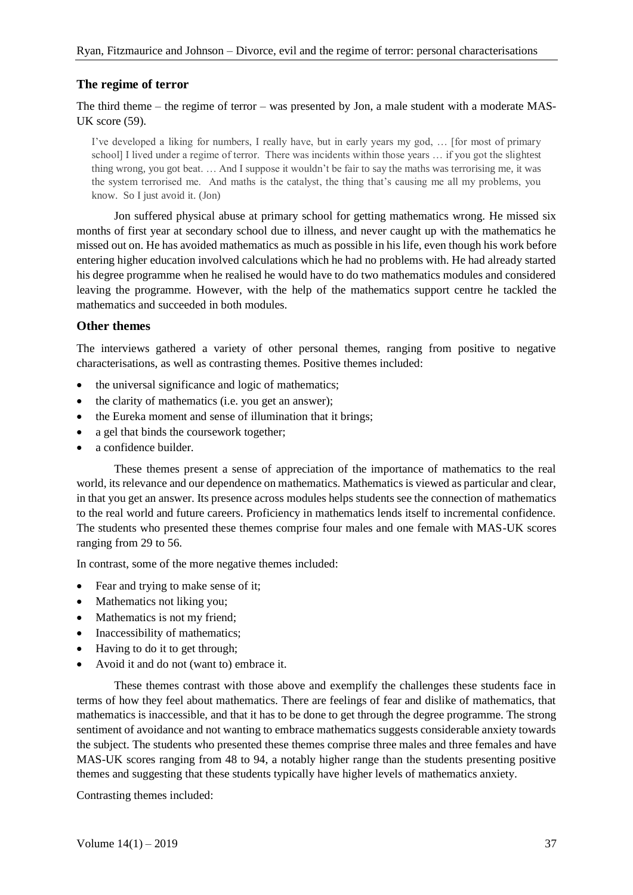### The regime of terror

The third theme – the regime of terror – was presented by Jon, a male student with a moderate MAS-UK score (59).

> I've developed a liking for numbers, I really have, but in early years my god, … [for most of primary school] I lived under a regime of terror. There was incidents within those years … if you got the slightest thing wrong, you got beat. … And I suppose it wouldn't be fair to say the maths was terrorising me, it was the system terrorised me. And maths is the catalyst, the thing that's causing me all my problems, you know. So I just avoid it. (Jon)

Jon suffered physical abuse at primary school for getting mathematics wrong. He missed six months of first year at secondary school due to illness, and never caught up with the mathematics he missed out on. He has avoided mathematics as much as possible in his life, even though his work before entering higher education involved calculations which he had no problems with. He had already started his degree programme when he realised he would have to do two mathematics modules and considered leaving the programme. However, with the help of the mathematics support centre he tackled the mathematics and succeeded in both modules.

### Other themes

The interviews gathered a variety of other personal themes, ranging from positive to negative characterisations, as well as contrasting themes. Positive themes included:

- the universal significance and logic of mathematics;
- the clarity of mathematics (i.e. you get an answer);
- the Eureka moment and sense of illumination that it brings;
- a gel that binds the coursework together;
- a confidence builder.

These themes present a sense of appreciation of the importance of mathematics to the real world, its relevance and our dependence on mathematics. Mathematics is viewed as particular and clear, in that you get an answer. Its presence across modules helps students see the connection of mathematics to the real world and future careers. Proficiency in mathematics lends itself to incremental confidence. The students who presented these themes comprise four males and one female with MAS-UK scores ranging from 29 to 56.

In contrast, some of the more negative themes included:

- Fear and trying to make sense of it;
- Mathematics not liking you;
- Mathematics is not my friend;
- Inaccessibility of mathematics;
- Having to do it to get through;
- Avoid it and do not (want to) embrace it.

These themes contrast with those above and exemplify the challenges these students face in terms of how they feel about mathematics. There are feelings of fear and dislike of mathematics, that mathematics is inaccessible, and that it has to be done to get through the degree programme. The strong sentiment of avoidance and not wanting to embrace mathematics suggests considerable anxiety towards the subject. The students who presented these themes comprise three males and three females and have MAS-UK scores ranging from 48 to 94, a notably higher range than the students presenting positive themes and suggesting that these students typically have higher levels of mathematics anxiety.

Contrasting themes included: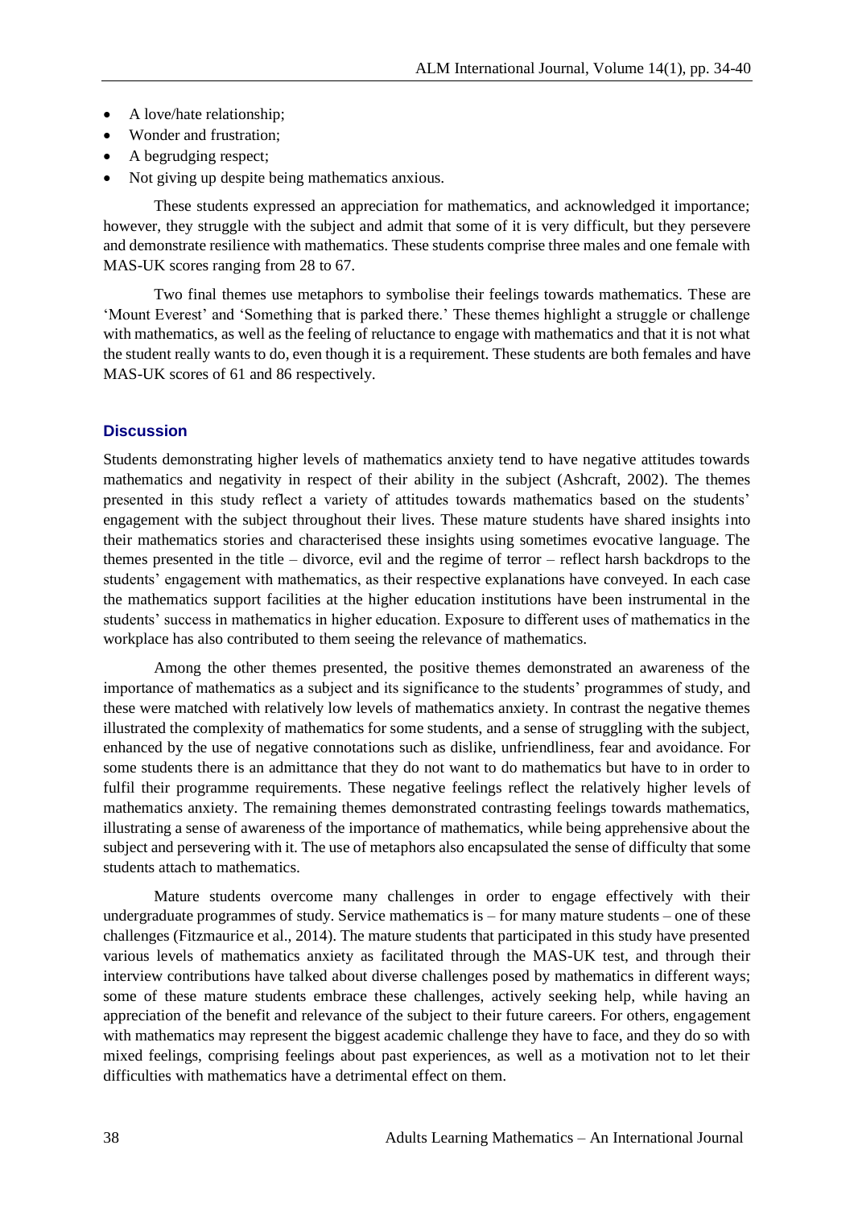- A love/hate relationship;
- Wonder and frustration;
- A begrudging respect;
- Not giving up despite being mathematics anxious.

These students expressed an appreciation for mathematics, and acknowledged it importance; however, they struggle with the subject and admit that some of it is very difficult, but they persevere and demonstrate resilience with mathematics. These students comprise three males and one female with MAS-UK scores ranging from 28 to 67.

Two final themes use metaphors to symbolise their feelings towards mathematics. These are 'Mount Everest' and 'Something that is parked there.' These themes highlight a struggle or challenge with mathematics, as well as the feeling of reluctance to engage with mathematics and that it is not what the student really wants to do, even though it is a requirement. These students are both females and have MAS-UK scores of 61 and 86 respectively.

## Discussion

Students demonstrating higher levels of mathematics anxiety tend to have negative attitudes towards mathematics and negativity in respect of their ability in the subject (Ashcraft, 2002). The themes presented in this study reflect a variety of attitudes towards mathematics based on the students' engagement with the subject throughout their lives. These mature students have shared insights into their mathematics stories and characterised these insights using sometimes evocative language. The themes presented in the title – divorce, evil and the regime of terror – reflect harsh backdrops to the students' engagement with mathematics, as their respective explanations have conveyed. In each case the mathematics support facilities at the higher education institutions have been instrumental in the students' success in mathematics in higher education. Exposure to different uses of mathematics in the workplace has also contributed to them seeing the relevance of mathematics.

Among the other themes presented, the positive themes demonstrated an awareness of the importance of mathematics as a subject and its significance to the students' programmes of study, and these were matched with relatively low levels of mathematics anxiety. In contrast the negative themes illustrated the complexity of mathematics for some students, and a sense of struggling with the subject, enhanced by the use of negative connotations such as dislike, unfriendliness, fear and avoidance. For some students there is an admittance that they do not want to do mathematics but have to in order to fulfil their programme requirements. These negative feelings reflect the relatively higher levels of mathematics anxiety. The remaining themes demonstrated contrasting feelings towards mathematics, illustrating a sense of awareness of the importance of mathematics, while being apprehensive about the subject and persevering with it. The use of metaphors also encapsulated the sense of difficulty that some students attach to mathematics.

Mature students overcome many challenges in order to engage effectively with their undergraduate programmes of study. Service mathematics is – for many mature students – one of these challenges (Fitzmaurice et al., 2014). The mature students that participated in this study have presented various levels of mathematics anxiety as facilitated through the MAS-UK test, and through their interview contributions have talked about diverse challenges posed by mathematics in different ways; some of these mature students embrace these challenges, actively seeking help, while having an appreciation of the benefit and relevance of the subject to their future careers. For others, engagement with mathematics may represent the biggest academic challenge they have to face, and they do so with mixed feelings, comprising feelings about past experiences, as well as a motivation not to let their difficulties with mathematics have a detrimental effect on them.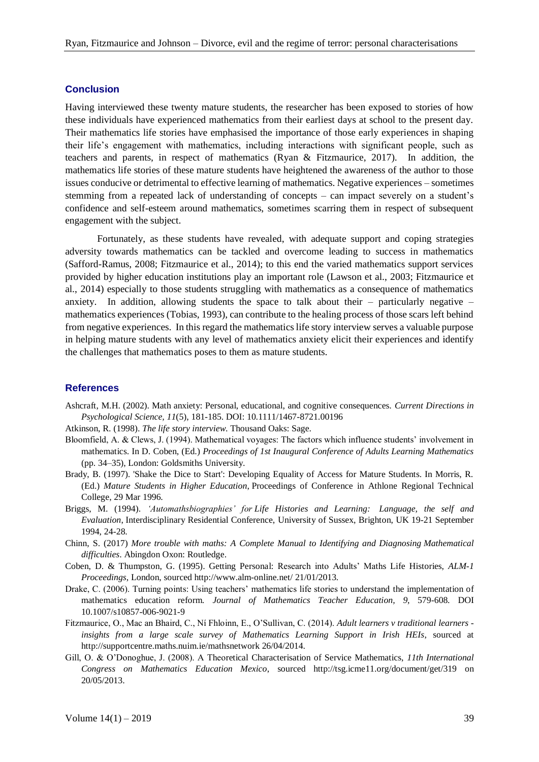## Conclusion

Having interviewed these twenty mature students, the researcher has been exposed to stories of how these individuals have experienced mathematics from their earliest days at school to the present day. Their mathematics life stories have emphasised the importance of those early experiences in shaping their life's engagement with mathematics, including interactions with significant people, such as teachers and parents, in respect of mathematics (Ryan & Fitzmaurice, 2017). In addition, the mathematics life stories of these mature students have heightened the awareness of the author to those issues conducive or detrimental to effective learning of mathematics. Negative experiences – sometimes stemming from a repeated lack of understanding of concepts – can impact severely on a student's confidence and self-esteem around mathematics, sometimes scarring them in respect of subsequent engagement with the subject.

Fortunately, as these students have revealed, with adequate support and coping strategies adversity towards mathematics can be tackled and overcome leading to success in mathematics (Safford-Ramus, 2008; Fitzmaurice et al., 2014); to this end the varied mathematics support services provided by higher education institutions play an important role (Lawson et al., 2003; Fitzmaurice et al., 2014) especially to those students struggling with mathematics as a consequence of mathematics anxiety. In addition, allowing students the space to talk about their – particularly negative – mathematics experiences (Tobias, 1993), can contribute to the healing process of those scars left behind from negative experiences. In this regard the mathematics life story interview serves a valuable purpose in helping mature students with any level of mathematics anxiety elicit their experiences and identify the challenges that mathematics poses to them as mature students.

## References

Ashcraft, M.H. (2002). Math anxiety: Personal, educational, and cognitive consequences. *Current Directions in Psychological Science, 11*(5), 181-185. DOI: 10.1111/1467-8721.00196

Atkinson, R. (1998). *The life story interview.* Thousand Oaks: Sage.

Bloomfield, A. & Clews, J. (1994). Mathematical voyages: The factors which influence students' involvement in mathematics. In D. Coben, (Ed.) *Proceedings of 1st Inaugural Conference of Adults Learning Mathematics* (pp. 34–35), London: Goldsmiths University.

Brady, B. (1997). 'Shake the Dice to Start': Developing Equality of Access for Mature Students. In Morris, R. (Ed.) *Mature Students in Higher Education*, Proceedings of Conference in Athlone Regional Technical College, 29 Mar 1996.

Briggs, M. (1994). *'Automathsbiographies' for Life Histories and Learning: Language, the self and Evaluation*, Interdisciplinary Residential Conference, University of Sussex, Brighton, UK 19-21 September 1994, 24-28.

Chinn, S. (2017) *More trouble with maths: A Complete Manual to Identifying and Diagnosing Mathematical difficulties*. Abingdon Oxon: Routledge.

Coben, D. & Thumpston, G. (1995). Getting Personal: Research into Adults' Maths Life Histories, *ALM-1 Proceedings*, London, sourced http://www.alm-online.net/ 21/01/2013.

Drake, C. (2006). Turning points: Using teachers' mathematics life stories to understand the implementation of mathematics education reform. *Journal of Mathematics Teacher Education, 9*, 579-608. DOI 10.1007/s10857-006-9021-9

Fitzmaurice, O., Mac an Bhaird, C., Ní Fhloinn, E., O'Sullivan, C. (2014). *Adult learners v traditional learners - insights from a large scale survey of Mathematics Learning Support in Irish HEIs*, sourced at http://supportcentre.maths.nuim.ie/mathsnetwork 26/04/2014.

Gill, O. & O'Donoghue, J. (2008). A Theoretical Characterisation of Service Mathematics, *11th International Congress on Mathematics Education Mexico*, sourced http://tsg.icme11.org/document/get/319 on 20/05/2013.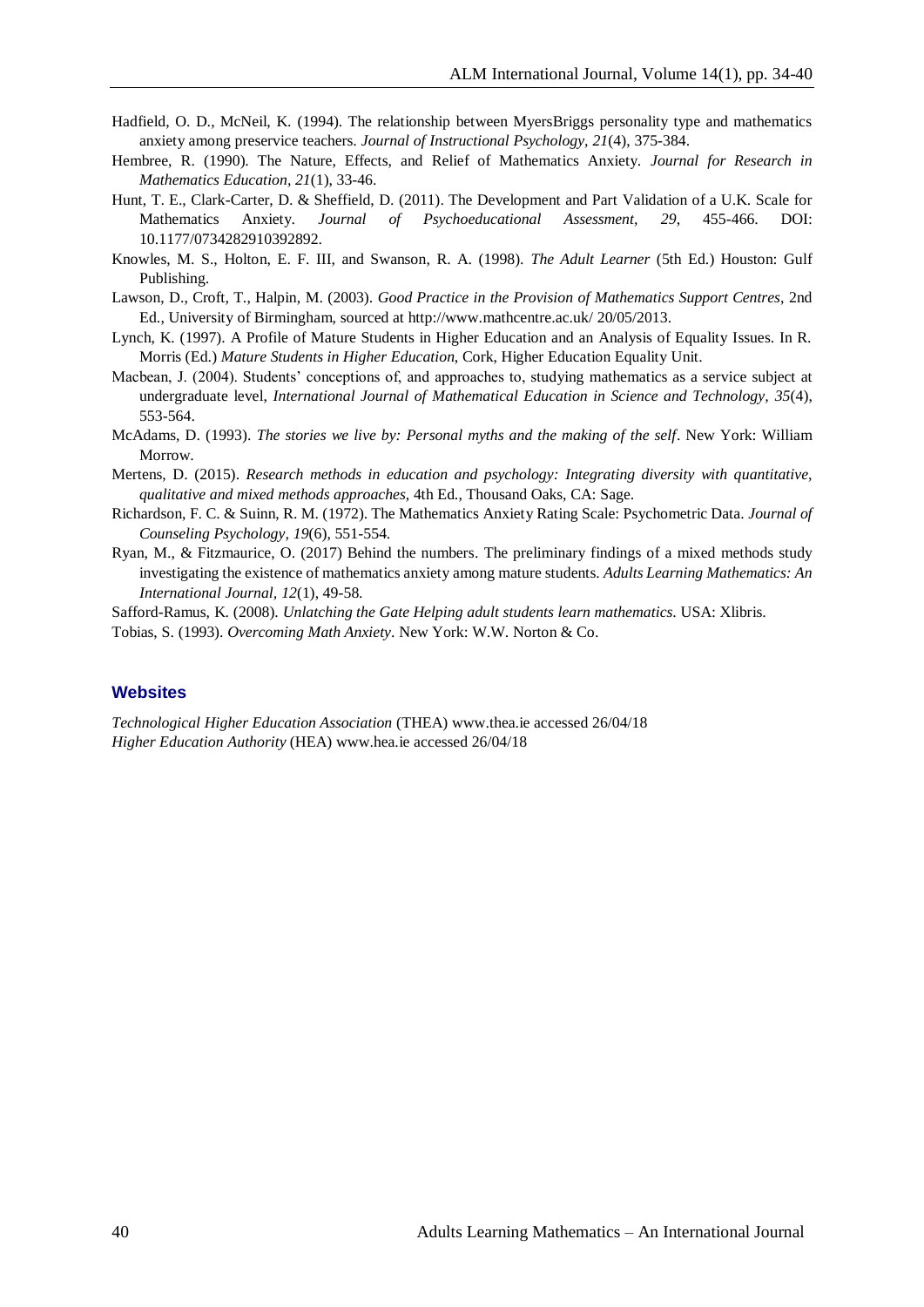Hadfield, O. D., McNeil, K. (1994). The relationship between MyersBriggs personality type and mathematics anxiety among preservice teachers. *Journal of Instructional Psychology, 21*(4), 375-384.

Hembree, R. (1990). The Nature, Effects, and Relief of Mathematics Anxiety. *Journal for Research in Mathematics Education, 21*(1), 33-46.

Hunt, T. E., Clark-Carter, D. & Sheffield, D. (2011). The Development and Part Validation of a U.K. Scale for Mathematics Anxiety. *Journal of Psychoeducational Assessment, 29*, 455-466. DOI: 10.1177/0734282910392892.

Knowles, M. S., Holton, E. F. III, and Swanson, R. A. (1998). *The Adult Learner* (5th Ed.) Houston: Gulf Publishing.

Lawson, D., Croft, T., Halpin, M. (2003). *Good Practice in the Provision of Mathematics Support Centres*, 2nd Ed., University of Birmingham, sourced at http://www.mathcentre.ac.uk/ 20/05/2013.

Lynch, K. (1997). A Profile of Mature Students in Higher Education and an Analysis of Equality Issues. In R. Morris (Ed.) *Mature Students in Higher Education*, Cork, Higher Education Equality Unit.

Macbean, J. (2004). Students' conceptions of, and approaches to, studying mathematics as a service subject at undergraduate level, *International Journal of Mathematical Education in Science and Technology, 35*(4), 553-564.

McAdams, D. (1993). *The stories we live by: Personal myths and the making of the self*. New York: William Morrow.

Mertens, D. (2015). *Research methods in education and psychology: Integrating diversity with quantitative, qualitative and mixed methods approaches*, 4th Ed., Thousand Oaks, CA: Sage.

Richardson, F. C. & Suinn, R. M. (1972). The Mathematics Anxiety Rating Scale: Psychometric Data. *Journal of Counseling Psychology, 19*(6), 551-554.

Ryan, M., & Fitzmaurice, O. (2017) Behind the numbers. The preliminary findings of a mixed methods study investigating the existence of mathematics anxiety among mature students. *Adults Learning Mathematics: An International Journal, 12*(1), 49-58.

Safford-Ramus, K. (2008). *Unlatching the Gate Helping adult students learn mathematics*. USA: Xlibris.

Tobias, S. (1993). *Overcoming Math Anxiety*. New York: W.W. Norton & Co.

## Websites

*Technological Higher Education Association* (THEA) www.thea.ie accessed 26/04/18
*Higher Education Authority* (HEA) www.hea.ie accessed 26/04/18